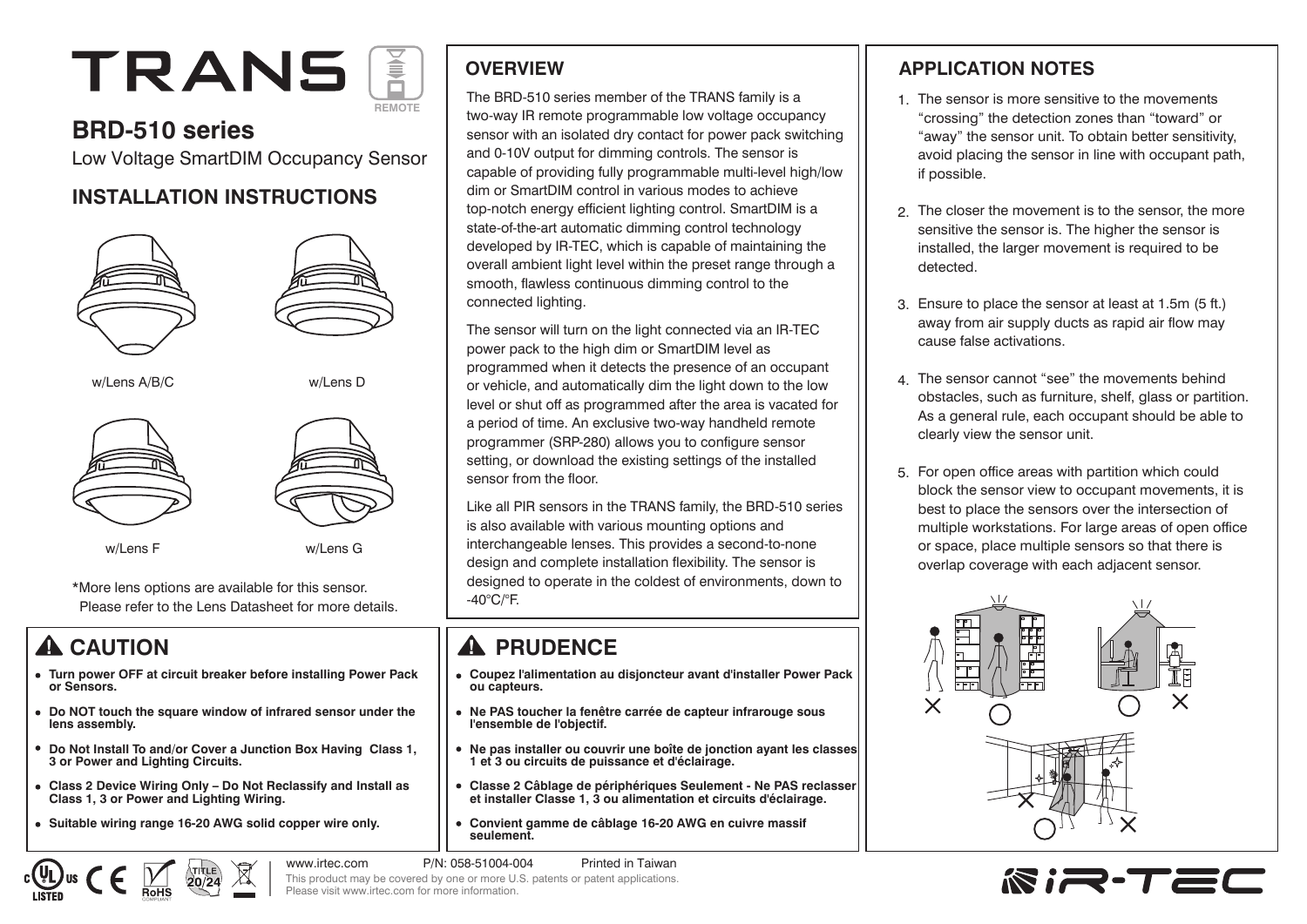# TRANS

REMOTE

## BRD-510 series

Low Voltage SmartDIM Occupancy Sensor

## INSTALLATION INSTRUCTIONS

w/Lens A/B/C

w/Lens D

w/Lens F

w/Lens G

*More lens options are available for this sensor.
Please refer to the Lens Datasheet for more details.

## OVERVIEW

The BRD-510 series member of the TRANS family is a two-way IR remote programmable low voltage occupancy sensor with an isolated dry contact for power pack switching and 0-10V output for dimming controls. The sensor is capable of providing fully programmable multi-level high/low dim or SmartDIM control in various modes to achieve top-notch energy efficient lighting control. SmartDIM is a state-of-the-art automatic dimming control technology developed by IR-TEC, which is capable of maintaining the overall ambient light level within the preset range through a smooth, flawless continuous dimming control to the connected lighting.

The sensor will turn on the light connected via an IR-TEC power pack to the high dim or SmartDIM level as programmed when it detects the presence of an occupant or vehicle, and automatically dim the light down to the low level or shut off as programmed after the area is vacated for a period of time. An exclusive two-way handheld remote programmer (SRP-280) allows you to configure sensor setting, or download the existing settings of the installed sensor from the floor.

Like all PIR sensors in the TRANS family, the BRD-510 series is also available with various mounting options and interchangeable lenses. This provides a second-to-none design and complete installation flexibility. The sensor is designed to operate in the coldest of environments, down to -40°C/°F.

## APPLICATION NOTES

1. The sensor is more sensitive to the movements "crossing" the detection zones than "toward" or "away" the sensor unit. To obtain better sensitivity, avoid placing the sensor in line with occupant path, if possible.
2. The closer the movement is to the sensor, the more sensitive the sensor is. The higher the sensor is installed, the larger movement is required to be detected.
3. Ensure to place the sensor at least at 1.5m (5 ft.) away from air supply ducts as rapid air flow may cause false activations.
4. The sensor cannot "see" the movements behind obstacles, such as furniture, shelf, glass or partition. As a general rule, each occupant should be able to clearly view the sensor unit.
5. For open office areas with partition which could block the sensor view to occupant movements, it is best to place the sensors over the intersection of multiple workstations. For large areas of open office or space, place multiple sensors so that there is overlap coverage with each adjacent sensor.

## ⚠ CAUTION

- **Turn power OFF at circuit breaker before installing Power Pack or Sensors.**
- **Do NOT touch the square window of infrared sensor under the lens assembly.**
- **Do Not Install To and/or Cover a Junction Box Having Class 1, 3 or Power and Lighting Circuits.**
- **Class 2 Device Wiring Only – Do Not Reclassify and Install as Class 1, 3 or Power and Lighting Wiring.**
- **Suitable wiring range 16-20 AWG solid copper wire only.**

## ⚠ PRUDENCE

- **Coupez l'alimentation au disjoncteur avant d'installer Power Pack ou capteurs.**
- **Ne PAS toucher la fenêtre carrée de capteur infrarouge sous l'ensemble de l'objectif.**
- **Ne pas installer ou couvrir une boîte de jonction ayant les classes 1 et 3 ou circuits de puissance et d'éclairage.**
- **Classe 2 Câblage de périphériques Seulement - Ne PAS reclasser et installer Classe 1, 3 ou alimentation et circuits d'éclairage.**
- **Convient gamme de câblage 16-20 AWG en cuivre massif seulement.**

www.irtec.com    P/N: 058-51004-004    Printed in Taiwan

This product may be covered by one or more U.S. patents or patent applications.
Please visit www.irtec.com for more information.

IR-TEC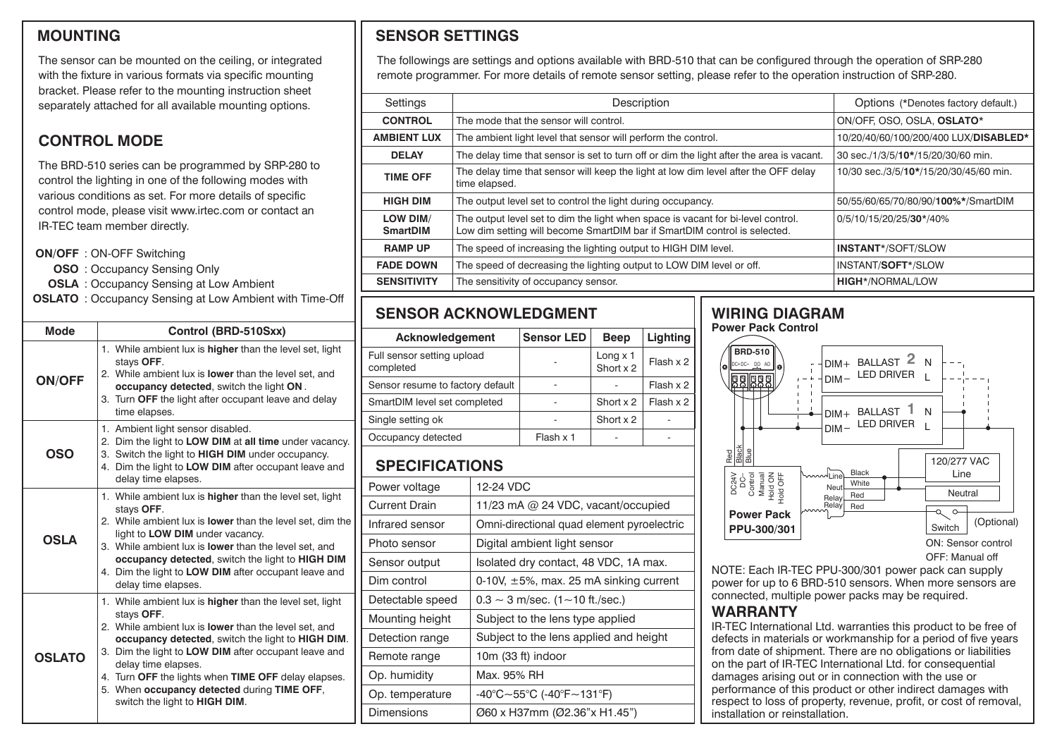## MOUNTING

The sensor can be mounted on the ceiling, or integrated with the fixture in various formats via specific mounting bracket. Please refer to the mounting instruction sheet separately attached for all available mounting options.

## CONTROL MODE

The BRD-510 series can be programmed by SRP-280 to control the lighting in one of the following modes with various conditions as set. For more details of specific control mode, please visit www.irtec.com or contact an IR-TEC team member directly.

**ON/OFF** : ON-OFF Switching
**OSO** : Occupancy Sensing Only
**OSLA** : Occupancy Sensing at Low Ambient
**OSLATO** : Occupancy Sensing at Low Ambient with Time-Off

| Mode | Control (BRD-510Sxx) |
|---|---|
| **ON/OFF** | 1. While ambient lux is **higher** than the level set, light stays **OFF**.<br>2. While ambient lux is **lower** than the level set, and **occupancy detected**, switch the light **ON**.<br>3. Turn **OFF** the light after occupant leave and delay time elapses. |
| **OSO** | 1. Ambient light sensor disabled.<br>2. Dim the light to **LOW DIM** at **all time** under vacancy.<br>3. Switch the light to **HIGH DIM** under occupancy.<br>4. Dim the light to **LOW DIM** after occupant leave and delay time elapses. |
| **OSLA** | 1. While ambient lux is **higher** than the level set, light stays **OFF**.<br>2. While ambient lux is **lower** than the level set, dim the light to **LOW DIM** under vacancy.<br>3. While ambient lux is **lower** than the level set, and **occupancy detected**, switch the light to **HIGH DIM**<br>4. Dim the light to **LOW DIM** after occupant leave and delay time elapses. |
| **OSLATO** | 1. While ambient lux is **higher** than the level set, light stays **OFF**.<br>2. While ambient lux is **lower** than the level set, and **occupancy detected**, switch the light to **HIGH DIM**.<br>3. Dim the light to **LOW DIM** after occupant leave and delay time elapses.<br>4. Turn **OFF** the lights when **TIME OFF** delay elapses.<br>5. When **occupancy detected** during **TIME OFF**, switch the light to **HIGH DIM**. |

## SENSOR SETTINGS

The followings are settings and options available with BRD-510 that can be configured through the operation of SRP-280 remote programmer. For more details of remote sensor setting, please refer to the operation instruction of SRP-280.

| Settings | Description | Options (*Denotes factory default.) |
|---|---|---|
| **CONTROL** | The mode that the sensor will control. | ON/OFF, OSO, OSLA, **OSLATO***  |
| **AMBIENT LUX** | The ambient light level that sensor will perform the control. | 10/20/40/60/100/200/400 LUX/**DISABLED*** |
| **DELAY** | The delay time that sensor is set to turn off or dim the light after the area is vacant. | 30 sec./1/3/5/**10***/15/20/30/60 min. |
| **TIME OFF** | The delay time that sensor will keep the light at low dim level after the OFF delay time elapsed. | 10/30 sec./3/5/**10***/15/20/30/45/60 min. |
| **HIGH DIM** | The output level set to control the light during occupancy. | 50/55/60/65/70/80/90/**100%***/SmartDIM |
| **LOW DIM/ SmartDIM** | The output level set to dim the light when space is vacant for bi-level control. Low dim setting will become SmartDIM bar if SmartDIM control is selected. | 0/5/10/15/20/25/**30***/40% |
| **RAMP UP** | The speed of increasing the lighting output to HIGH DIM level. | **INSTANT***/SOFT/SLOW |
| **FADE DOWN** | The speed of decreasing the lighting output to LOW DIM level or off. | INSTANT/**SOFT***/SLOW |
| **SENSITIVITY** | The sensitivity of occupancy sensor. | **HIGH***/NORMAL/LOW |

## SENSOR ACKNOWLEDGMENT

| Acknowledgement | Sensor LED | Beep | Lighting |
|---|---|---|---|
| Full sensor setting upload completed | - | Long x 1 Short x 2 | Flash x 2 |
| Sensor resume to factory default | - | - | Flash x 2 |
| SmartDIM level set completed | - | Short x 2 | Flash x 2 |
| Single setting ok | - | Short x 2 | - |
| Occupancy detected | Flash x 1 | - | - |

## SPECIFICATIONS

| | |
|---|---|
| Power voltage | 12-24 VDC |
| Current Drain | 11/23 mA @ 24 VDC, vacant/occupied |
| Infrared sensor | Omni-directional quad element pyroelectric |
| Photo sensor | Digital ambient light sensor |
| Sensor output | Isolated dry contact, 48 VDC, 1A max. |
| Dim control | 0-10V, ±5%, max. 25 mA sinking current |
| Detectable speed | 0.3 ~ 3 m/sec. (1~10 ft./sec.) |
| Mounting height | Subject to the lens type applied |
| Detection range | Subject to the lens applied and height |
| Remote range | 10m (33 ft) indoor |
| Op. humidity | Max. 95% RH |
| Op. temperature | -40°C~55°C (-40°F~131°F) |
| Dimensions | Ø60 x H37mm (Ø2.36"x H1.45") |

## WIRING DIAGRAM

**Power Pack Control**

BRD-510
DC+ DC- DO AO
DIM+ BALLAST 2 N
DIM− LED DRIVER L
DIM+ BALLAST 1 N
DIM− LED DRIVER L
Red Black Blue
DC24V DC- Control Manual Hold ON Hold OFF
Line Neut Relay Relay
Black White Red Red
Power Pack PPU-300/301
120/277 VAC Line
Neutral
Switch (Optional)
ON: Sensor control
OFF: Manual off

NOTE: Each IR-TEC PPU-300/301 power pack can supply power for up to 6 BRD-510 sensors. When more sensors are connected, multiple power packs may be required.

## WARRANTY

IR-TEC International Ltd. warranties this product to be free of defects in materials or workmanship for a period of five years from date of shipment. There are no obligations or liabilities on the part of IR-TEC International Ltd. for consequential damages arising out or in connection with the use or performance of this product or other indirect damages with respect to loss of property, revenue, profit, or cost of removal, installation or reinstallation.